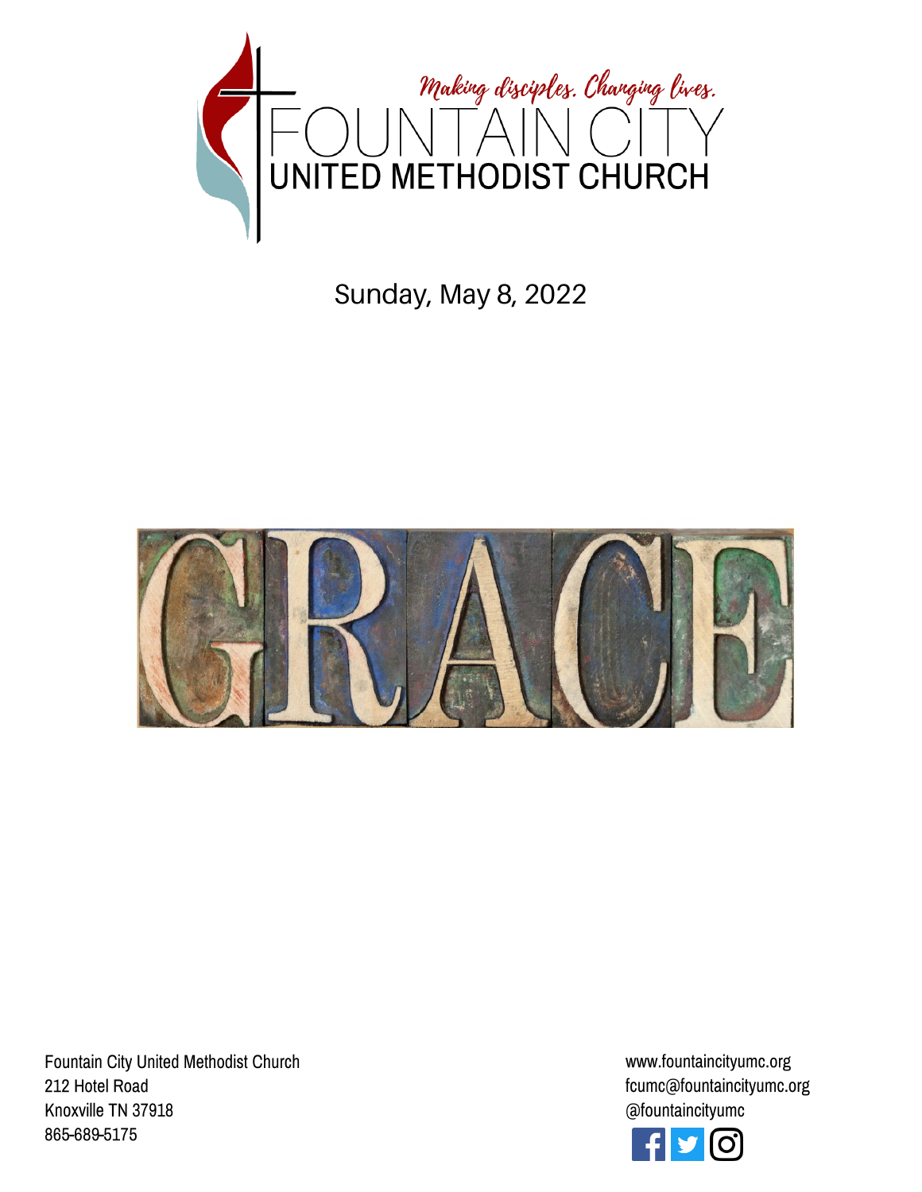*Making disciples. Changing lives.*

# FOUNTAIN CITY UNITED METHODIST CHURCH

Sunday, May 8, 2022

GRACE

Fountain City United Methodist Church
212 Hotel Road
Knoxville TN 37918
865-689-5175

www.fountaincityumc.org
fcumc@fountaincityumc.org
@fountaincityumc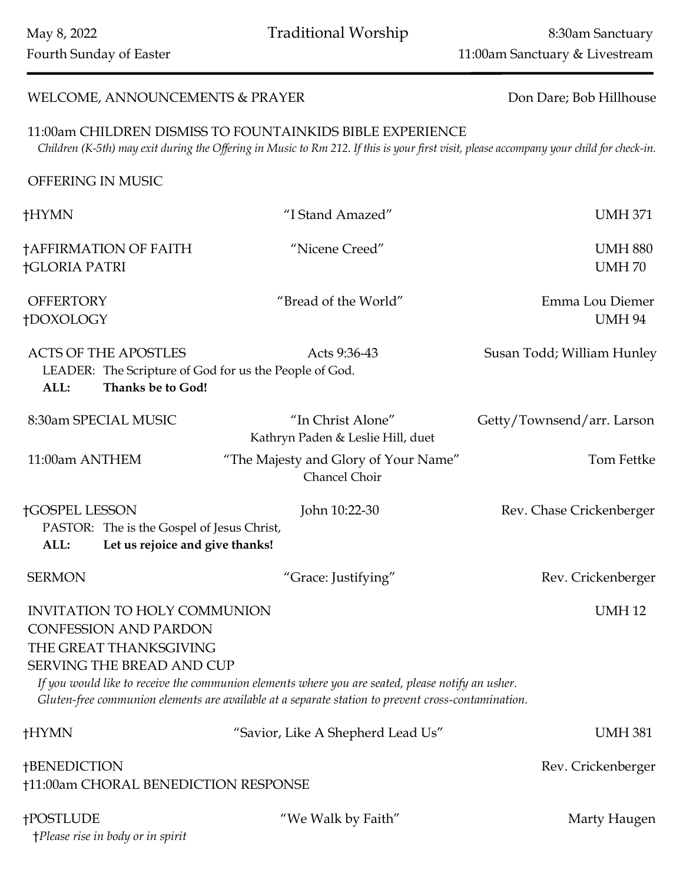May 8, 2022 — Fourth Sunday of Easter

# Traditional Worship

8:30am Sanctuary
11:00am Sanctuary & Livestream

---

WELCOME, ANNOUNCEMENTS & PRAYER — Don Dare; Bob Hillhouse

11:00am CHILDREN DISMISS TO FOUNTAINKIDS BIBLE EXPERIENCE
*Children (K-5th) may exit during the Offering in Music to Rm 212. If this is your first visit, please accompany your child for check-in.*

OFFERING IN MUSIC

†HYMN — "I Stand Amazed" — UMH 371

†AFFIRMATION OF FAITH — "Nicene Creed" — UMH 880
†GLORIA PATRI — UMH 70

OFFERTORY — "Bread of the World" — Emma Lou Diemer
†DOXOLOGY — UMH 94

ACTS OF THE APOSTLES — Acts 9:36-43 — Susan Todd; William Hunley
LEADER: The Scripture of God for us the People of God.
**ALL: Thanks be to God!**

8:30am SPECIAL MUSIC — "In Christ Alone" — Getty/Townsend/arr. Larson
Kathryn Paden & Leslie Hill, duet

11:00am ANTHEM — "The Majesty and Glory of Your Name" — Tom Fettke
Chancel Choir

†GOSPEL LESSON — John 10:22-30 — Rev. Chase Crickenberger
PASTOR: The is the Gospel of Jesus Christ,
**ALL: Let us rejoice and give thanks!**

SERMON — "Grace: Justifying" — Rev. Crickenberger

INVITATION TO HOLY COMMUNION — UMH 12
CONFESSION AND PARDON
THE GREAT THANKSGIVING
SERVING THE BREAD AND CUP
*If you would like to receive the communion elements where you are seated, please notify an usher.*
*Gluten-free communion elements are available at a separate station to prevent cross-contamination.*

†HYMN — "Savior, Like A Shepherd Lead Us" — UMH 381

†BENEDICTION — Rev. Crickenberger
†11:00am CHORAL BENEDICTION RESPONSE

†POSTLUDE — "We Walk by Faith" — Marty Haugen

†*Please rise in body or in spirit*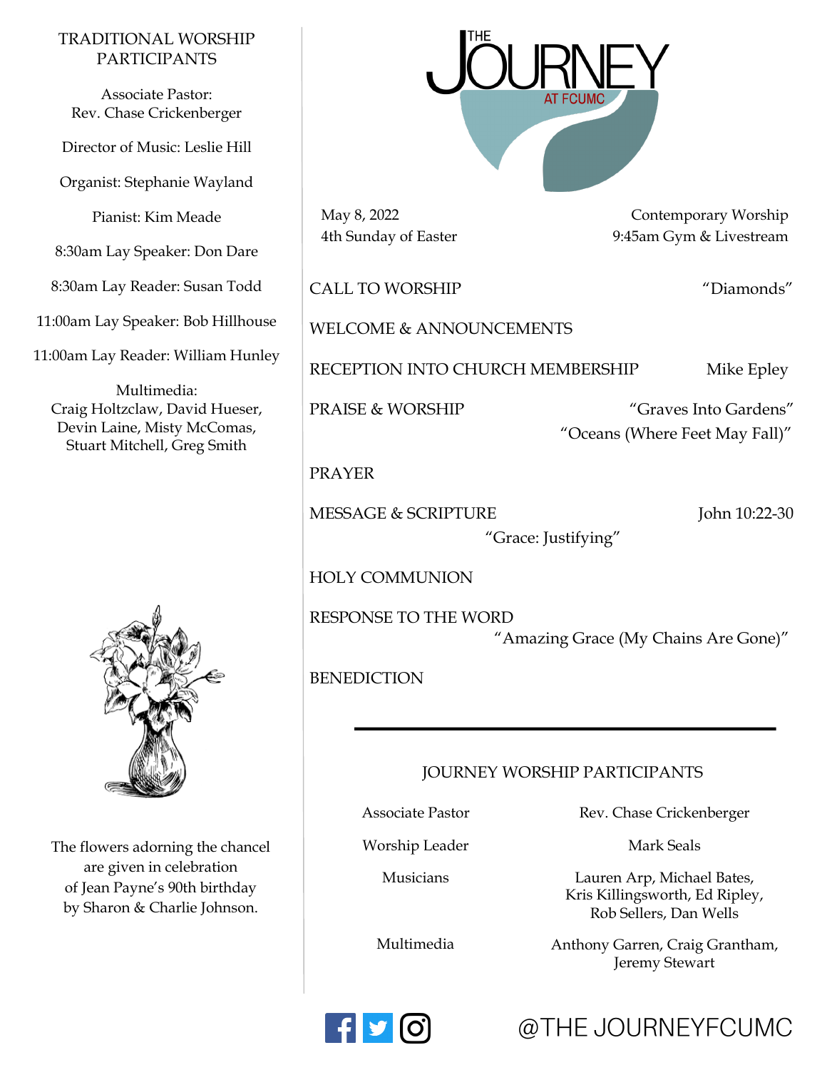## TRADITIONAL WORSHIP PARTICIPANTS

Associate Pastor:
Rev. Chase Crickenberger

Director of Music: Leslie Hill

Organist: Stephanie Wayland

Pianist: Kim Meade

8:30am Lay Speaker: Don Dare

8:30am Lay Reader: Susan Todd

11:00am Lay Speaker: Bob Hillhouse

11:00am Lay Reader: William Hunley

Multimedia:
Craig Holtzclaw, David Hueser, Devin Laine, Misty McComas, Stuart Mitchell, Greg Smith

The flowers adorning the chancel are given in celebration of Jean Payne's 90th birthday by Sharon & Charlie Johnson.

# THE JOURNEY AT FCUMC

May 8, 2022
4th Sunday of Easter

Contemporary Worship
9:45am Gym & Livestream

CALL TO WORSHIP — "Diamonds"

WELCOME & ANNOUNCEMENTS

RECEPTION INTO CHURCH MEMBERSHIP — Mike Epley

PRAISE & WORSHIP — "Graves Into Gardens"
"Oceans (Where Feet May Fall)"

PRAYER

MESSAGE & SCRIPTURE — John 10:22-30
"Grace: Justifying"

HOLY COMMUNION

RESPONSE TO THE WORD
"Amazing Grace (My Chains Are Gone)"

BENEDICTION

---

## JOURNEY WORSHIP PARTICIPANTS

| | |
|---|---|
| Associate Pastor | Rev. Chase Crickenberger |
| Worship Leader | Mark Seals |
| Musicians | Lauren Arp, Michael Bates, Kris Killingsworth, Ed Ripley, Rob Sellers, Dan Wells |
| Multimedia | Anthony Garren, Craig Grantham, Jeremy Stewart |

@THE JOURNEYFCUMC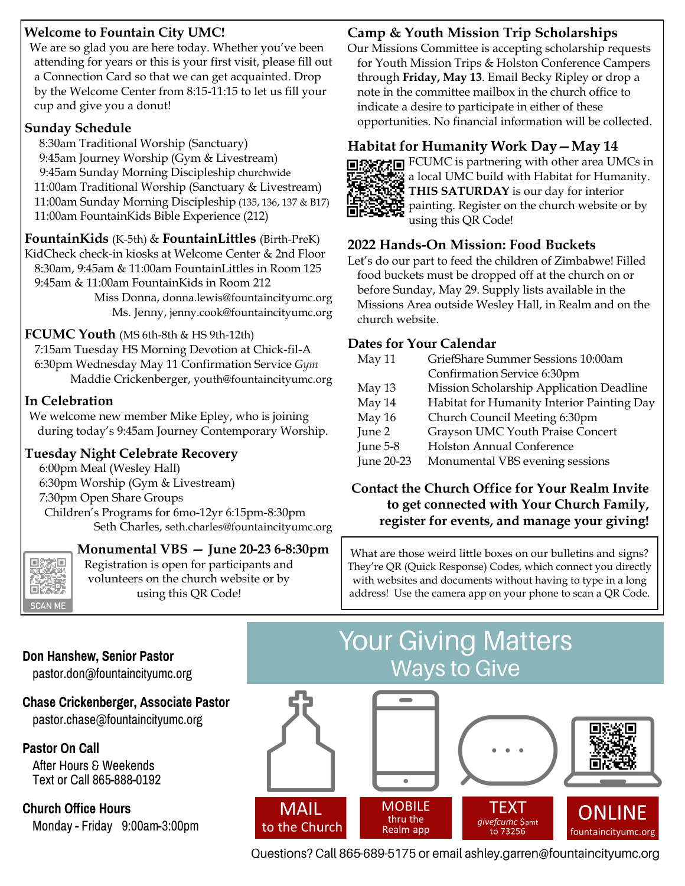## Welcome to Fountain City UMC!

We are so glad you are here today. Whether you've been attending for years or this is your first visit, please fill out a Connection Card so that we can get acquainted. Drop by the Welcome Center from 8:15-11:15 to let us fill your cup and give you a donut!

## Sunday Schedule

8:30am Traditional Worship (Sanctuary)
9:45am Journey Worship (Gym & Livestream)
9:45am Sunday Morning Discipleship churchwide
11:00am Traditional Worship (Sanctuary & Livestream)
11:00am Sunday Morning Discipleship (135, 136, 137 & B17)
11:00am FountainKids Bible Experience (212)

## **FountainKids** (K-5th) & **FountainLittles** (Birth-PreK)

KidCheck check-in kiosks at Welcome Center & 2nd Floor
8:30am, 9:45am & 11:00am FountainLittles in Room 125
9:45am & 11:00am FountainKids in Room 212
Miss Donna, donna.lewis@fountaincityumc.org
Ms. Jenny, jenny.cook@fountaincityumc.org

## **FCUMC Youth** (MS 6th-8th & HS 9th-12th)

7:15am Tuesday HS Morning Devotion at Chick-fil-A
6:30pm Wednesday May 11 Confirmation Service *Gym*
Maddie Crickenberger, youth@fountaincityumc.org

## In Celebration

We welcome new member Mike Epley, who is joining during today's 9:45am Journey Contemporary Worship.

## Tuesday Night Celebrate Recovery

6:00pm Meal (Wesley Hall)
6:30pm Worship (Gym & Livestream)
7:30pm Open Share Groups
Children's Programs for 6mo-12yr 6:15pm-8:30pm
Seth Charles, seth.charles@fountaincityumc.org

## Monumental VBS — June 20-23 6-8:30pm

SCAN ME

Registration is open for participants and volunteers on the church website or by using this QR Code!

## Camp & Youth Mission Trip Scholarships

Our Missions Committee is accepting scholarship requests for Youth Mission Trips & Holston Conference Campers through **Friday, May 13**. Email Becky Ripley or drop a note in the committee mailbox in the church office to indicate a desire to participate in either of these opportunities. No financial information will be collected.

## Habitat for Humanity Work Day—May 14

FCUMC is partnering with other area UMCs in a local UMC build with Habitat for Humanity. **THIS SATURDAY** is our day for interior painting. Register on the church website or by using this QR Code!

## 2022 Hands-On Mission: Food Buckets

Let's do our part to feed the children of Zimbabwe! Filled food buckets must be dropped off at the church on or before Sunday, May 29. Supply lists available in the Missions Area outside Wesley Hall, in Realm and on the church website.

## Dates for Your Calendar

| | |
|---|---|
| May 11 | GriefShare Summer Sessions 10:00am<br>Confirmation Service 6:30pm |
| May 13 | Mission Scholarship Application Deadline |
| May 14 | Habitat for Humanity Interior Painting Day |
| May 16 | Church Council Meeting 6:30pm |
| June 2 | Grayson UMC Youth Praise Concert |
| June 5-8 | Holston Annual Conference |
| June 20-23 | Monumental VBS evening sessions |

**Contact the Church Office for Your Realm Invite to get connected with Your Church Family, register for events, and manage your giving!**

What are those weird little boxes on our bulletins and signs? They're QR (Quick Response) Codes, which connect you directly with websites and documents without having to type in a long address! Use the camera app on your phone to scan a QR Code.

**Don Hanshew, Senior Pastor**
pastor.don@fountaincityumc.org

**Chase Crickenberger, Associate Pastor**
pastor.chase@fountaincityumc.org

**Pastor On Call**
After Hours & Weekends
Text or Call 865-888-0192

**Church Office Hours**
Monday - Friday 9:00am-3:00pm

# Your Giving Matters
## Ways to Give

- MAIL to the Church
- MOBILE thru the Realm app
- TEXT *givefcumc* $amt to 73256
- ONLINE fountaincityumc.org

Questions? Call 865-689-5175 or email ashley.garren@fountaincityumc.org